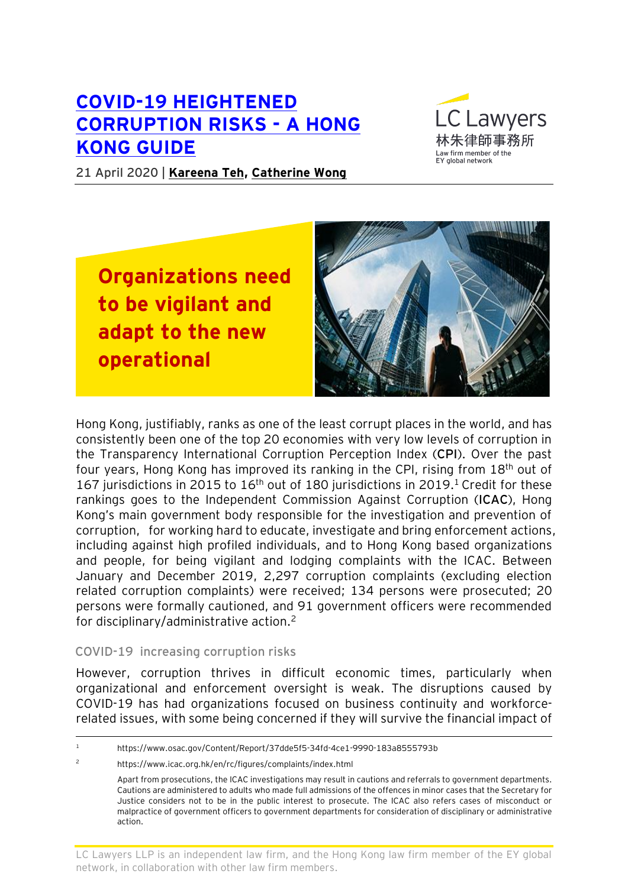# [COVID-19 HEIGHTENED CORRUPTION RISKS - A HONG KONG GUIDE]()

LC Lawyers
林朱律師事務所
Law firm member of the EY global network

21 April 2020 | **[Kareena Teh](), [Catherine Wong]()**

**Organizations need to be vigilant and adapt to the new operational**

Hong Kong, justifiably, ranks as one of the least corrupt places in the world, and has consistently been one of the top 20 economies with very low levels of corruption in the Transparency International Corruption Perception Index (**CPI**). Over the past four years, Hong Kong has improved its ranking in the CPI, rising from 18th out of 167 jurisdictions in 2015 to 16th out of 180 jurisdictions in 2019.[1] Credit for these rankings goes to the Independent Commission Against Corruption (**ICAC**), Hong Kong's main government body responsible for the investigation and prevention of corruption, for working hard to educate, investigate and bring enforcement actions, including against high profiled individuals, and to Hong Kong based organizations and people, for being vigilant and lodging complaints with the ICAC. Between January and December 2019, 2,297 corruption complaints (excluding election related corruption complaints) were received; 134 persons were prosecuted; 20 persons were formally cautioned, and 91 government officers were recommended for disciplinary/administrative action.[2]

## COVID-19 increasing corruption risks

However, corruption thrives in difficult economic times, particularly when organizational and enforcement oversight is weak. The disruptions caused by COVID-19 has had organizations focused on business continuity and workforce-related issues, with some being concerned if they will survive the financial impact of

---

[1] https://www.osac.gov/Content/Report/37dde5f5-34fd-4ce1-9990-183a8555793b

[2] https://www.icac.org.hk/en/rc/figures/complaints/index.html

Apart from prosecutions, the ICAC investigations may result in cautions and referrals to government departments. Cautions are administered to adults who made full admissions of the offences in minor cases that the Secretary for Justice considers not to be in the public interest to prosecute. The ICAC also refers cases of misconduct or malpractice of government officers to government departments for consideration of disciplinary or administrative action.

LC Lawyers LLP is an independent law firm, and the Hong Kong law firm member of the EY global network, in collaboration with other law firm members.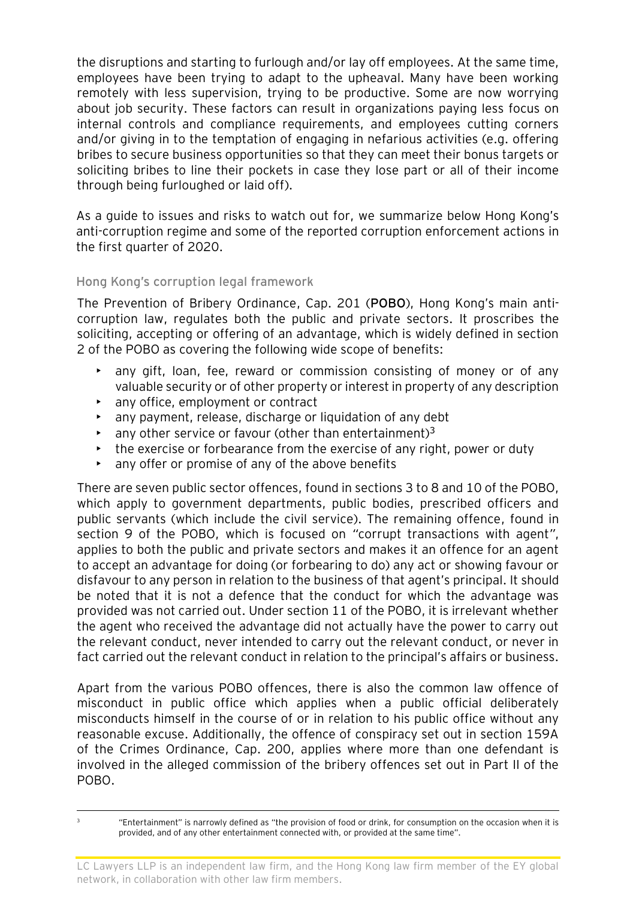the disruptions and starting to furlough and/or lay off employees. At the same time, employees have been trying to adapt to the upheaval. Many have been working remotely with less supervision, trying to be productive. Some are now worrying about job security. These factors can result in organizations paying less focus on internal controls and compliance requirements, and employees cutting corners and/or giving in to the temptation of engaging in nefarious activities (e.g. offering bribes to secure business opportunities so that they can meet their bonus targets or soliciting bribes to line their pockets in case they lose part or all of their income through being furloughed or laid off).

As a guide to issues and risks to watch out for, we summarize below Hong Kong's anti-corruption regime and some of the reported corruption enforcement actions in the first quarter of 2020.

### Hong Kong's corruption legal framework

The Prevention of Bribery Ordinance, Cap. 201 (**POBO**), Hong Kong's main anti-corruption law, regulates both the public and private sectors. It proscribes the soliciting, accepting or offering of an advantage, which is widely defined in section 2 of the POBO as covering the following wide scope of benefits:

- any gift, loan, fee, reward or commission consisting of money or of any valuable security or of other property or interest in property of any description
- any office, employment or contract
- any payment, release, discharge or liquidation of any debt
- any other service or favour (other than entertainment)[3]
- the exercise or forbearance from the exercise of any right, power or duty
- any offer or promise of any of the above benefits

There are seven public sector offences, found in sections 3 to 8 and 10 of the POBO, which apply to government departments, public bodies, prescribed officers and public servants (which include the civil service). The remaining offence, found in section 9 of the POBO, which is focused on "corrupt transactions with agent", applies to both the public and private sectors and makes it an offence for an agent to accept an advantage for doing (or forbearing to do) any act or showing favour or disfavour to any person in relation to the business of that agent's principal. It should be noted that it is not a defence that the conduct for which the advantage was provided was not carried out. Under section 11 of the POBO, it is irrelevant whether the agent who received the advantage did not actually have the power to carry out the relevant conduct, never intended to carry out the relevant conduct, or never in fact carried out the relevant conduct in relation to the principal's affairs or business.

Apart from the various POBO offences, there is also the common law offence of misconduct in public office which applies when a public official deliberately misconducts himself in the course of or in relation to his public office without any reasonable excuse. Additionally, the offence of conspiracy set out in section 159A of the Crimes Ordinance, Cap. 200, applies where more than one defendant is involved in the alleged commission of the bribery offences set out in Part II of the POBO.

---

[3] "Entertainment" is narrowly defined as "the provision of food or drink, for consumption on the occasion when it is provided, and of any other entertainment connected with, or provided at the same time".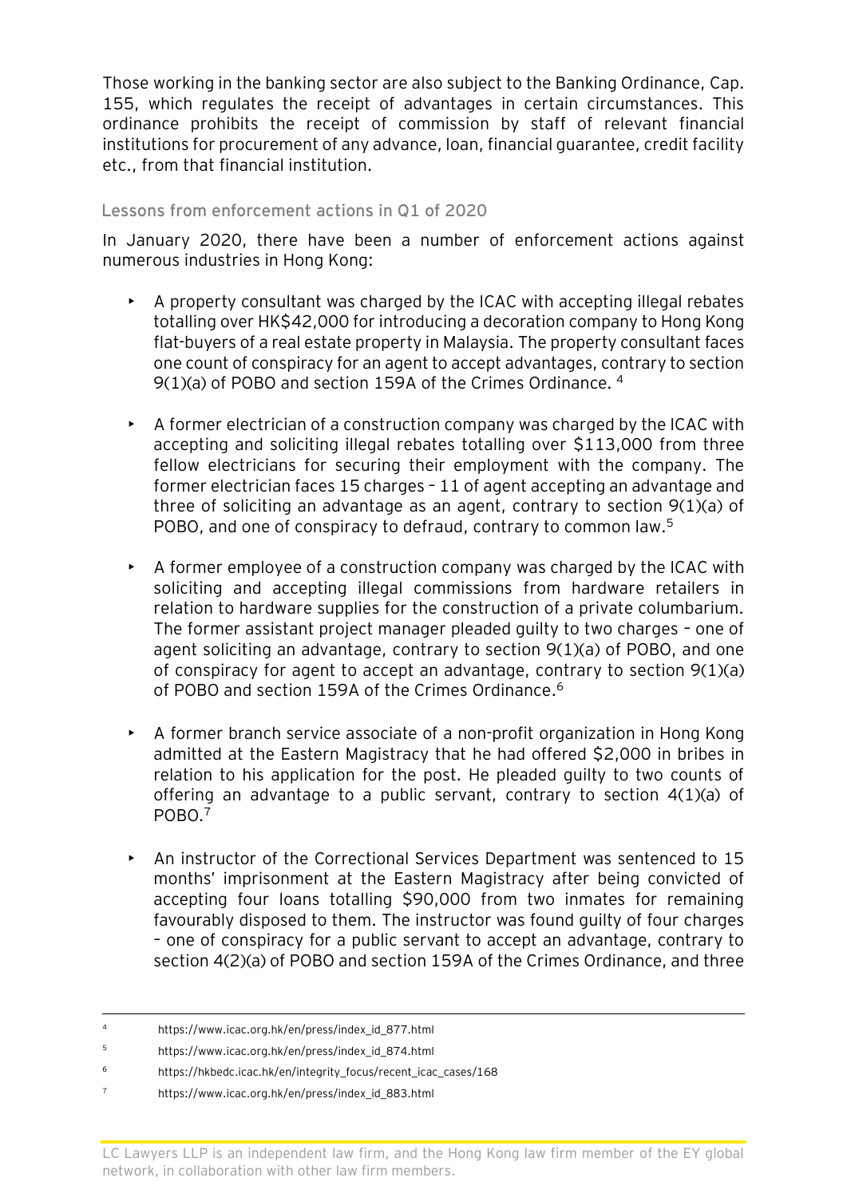Those working in the banking sector are also subject to the Banking Ordinance, Cap. 155, which regulates the receipt of advantages in certain circumstances. This ordinance prohibits the receipt of commission by staff of relevant financial institutions for procurement of any advance, loan, financial guarantee, credit facility etc., from that financial institution.

### Lessons from enforcement actions in Q1 of 2020

In January 2020, there have been a number of enforcement actions against numerous industries in Hong Kong:

- A property consultant was charged by the ICAC with accepting illegal rebates totalling over HK$42,000 for introducing a decoration company to Hong Kong flat-buyers of a real estate property in Malaysia. The property consultant faces one count of conspiracy for an agent to accept advantages, contrary to section 9(1)(a) of POBO and section 159A of the Crimes Ordinance. [4]

- A former electrician of a construction company was charged by the ICAC with accepting and soliciting illegal rebates totalling over $113,000 from three fellow electricians for securing their employment with the company. The former electrician faces 15 charges – 11 of agent accepting an advantage and three of soliciting an advantage as an agent, contrary to section 9(1)(a) of POBO, and one of conspiracy to defraud, contrary to common law.[5]

- A former employee of a construction company was charged by the ICAC with soliciting and accepting illegal commissions from hardware retailers in relation to hardware supplies for the construction of a private columbarium. The former assistant project manager pleaded guilty to two charges – one of agent soliciting an advantage, contrary to section 9(1)(a) of POBO, and one of conspiracy for agent to accept an advantage, contrary to section 9(1)(a) of POBO and section 159A of the Crimes Ordinance.[6]

- A former branch service associate of a non-profit organization in Hong Kong admitted at the Eastern Magistracy that he had offered $2,000 in bribes in relation to his application for the post. He pleaded guilty to two counts of offering an advantage to a public servant, contrary to section 4(1)(a) of POBO.[7]

- An instructor of the Correctional Services Department was sentenced to 15 months' imprisonment at the Eastern Magistracy after being convicted of accepting four loans totalling $90,000 from two inmates for remaining favourably disposed to them. The instructor was found guilty of four charges – one of conspiracy for a public servant to accept an advantage, contrary to section 4(2)(a) of POBO and section 159A of the Crimes Ordinance, and three

---

[4] https://www.icac.org.hk/en/press/index_id_877.html

[5] https://www.icac.org.hk/en/press/index_id_874.html

[6] https://hkbedc.icac.hk/en/integrity_focus/recent_icac_cases/168

[7] https://www.icac.org.hk/en/press/index_id_883.html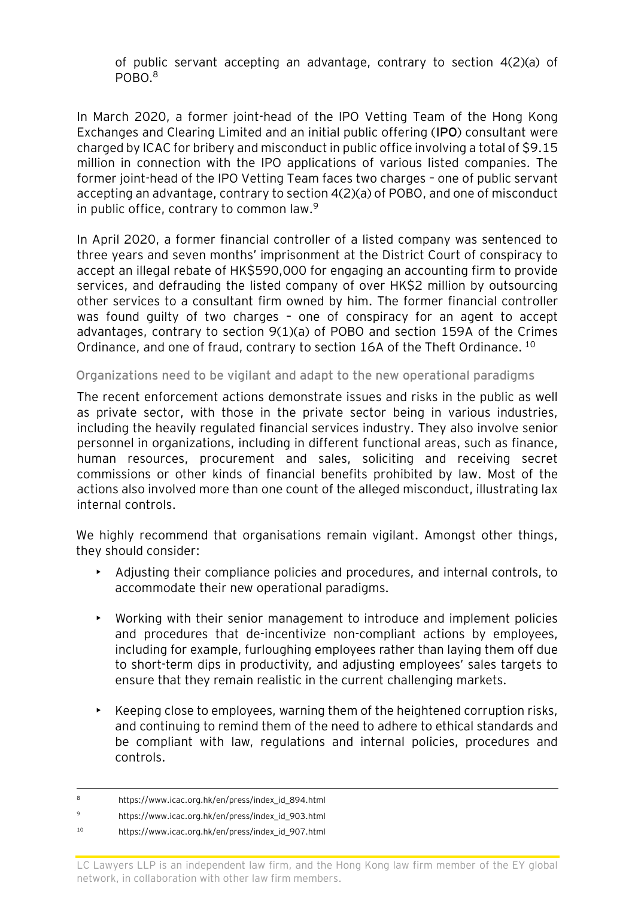of public servant accepting an advantage, contrary to section 4(2)(a) of POBO.[8]

In March 2020, a former joint-head of the IPO Vetting Team of the Hong Kong Exchanges and Clearing Limited and an initial public offering (**IPO**) consultant were charged by ICAC for bribery and misconduct in public office involving a total of $9.15 million in connection with the IPO applications of various listed companies. The former joint-head of the IPO Vetting Team faces two charges – one of public servant accepting an advantage, contrary to section 4(2)(a) of POBO, and one of misconduct in public office, contrary to common law.[9]

In April 2020, a former financial controller of a listed company was sentenced to three years and seven months' imprisonment at the District Court of conspiracy to accept an illegal rebate of HK$590,000 for engaging an accounting firm to provide services, and defrauding the listed company of over HK$2 million by outsourcing other services to a consultant firm owned by him. The former financial controller was found guilty of two charges – one of conspiracy for an agent to accept advantages, contrary to section 9(1)(a) of POBO and section 159A of the Crimes Ordinance, and one of fraud, contrary to section 16A of the Theft Ordinance.[10]

### Organizations need to be vigilant and adapt to the new operational paradigms

The recent enforcement actions demonstrate issues and risks in the public as well as private sector, with those in the private sector being in various industries, including the heavily regulated financial services industry. They also involve senior personnel in organizations, including in different functional areas, such as finance, human resources, procurement and sales, soliciting and receiving secret commissions or other kinds of financial benefits prohibited by law. Most of the actions also involved more than one count of the alleged misconduct, illustrating lax internal controls.

We highly recommend that organisations remain vigilant. Amongst other things, they should consider:

- Adjusting their compliance policies and procedures, and internal controls, to accommodate their new operational paradigms.
- Working with their senior management to introduce and implement policies and procedures that de-incentivize non-compliant actions by employees, including for example, furloughing employees rather than laying them off due to short-term dips in productivity, and adjusting employees' sales targets to ensure that they remain realistic in the current challenging markets.
- Keeping close to employees, warning them of the heightened corruption risks, and continuing to remind them of the need to adhere to ethical standards and be compliant with law, regulations and internal policies, procedures and controls.

---

[8] https://www.icac.org.hk/en/press/index_id_894.html

[9] https://www.icac.org.hk/en/press/index_id_903.html

[10] https://www.icac.org.hk/en/press/index_id_907.html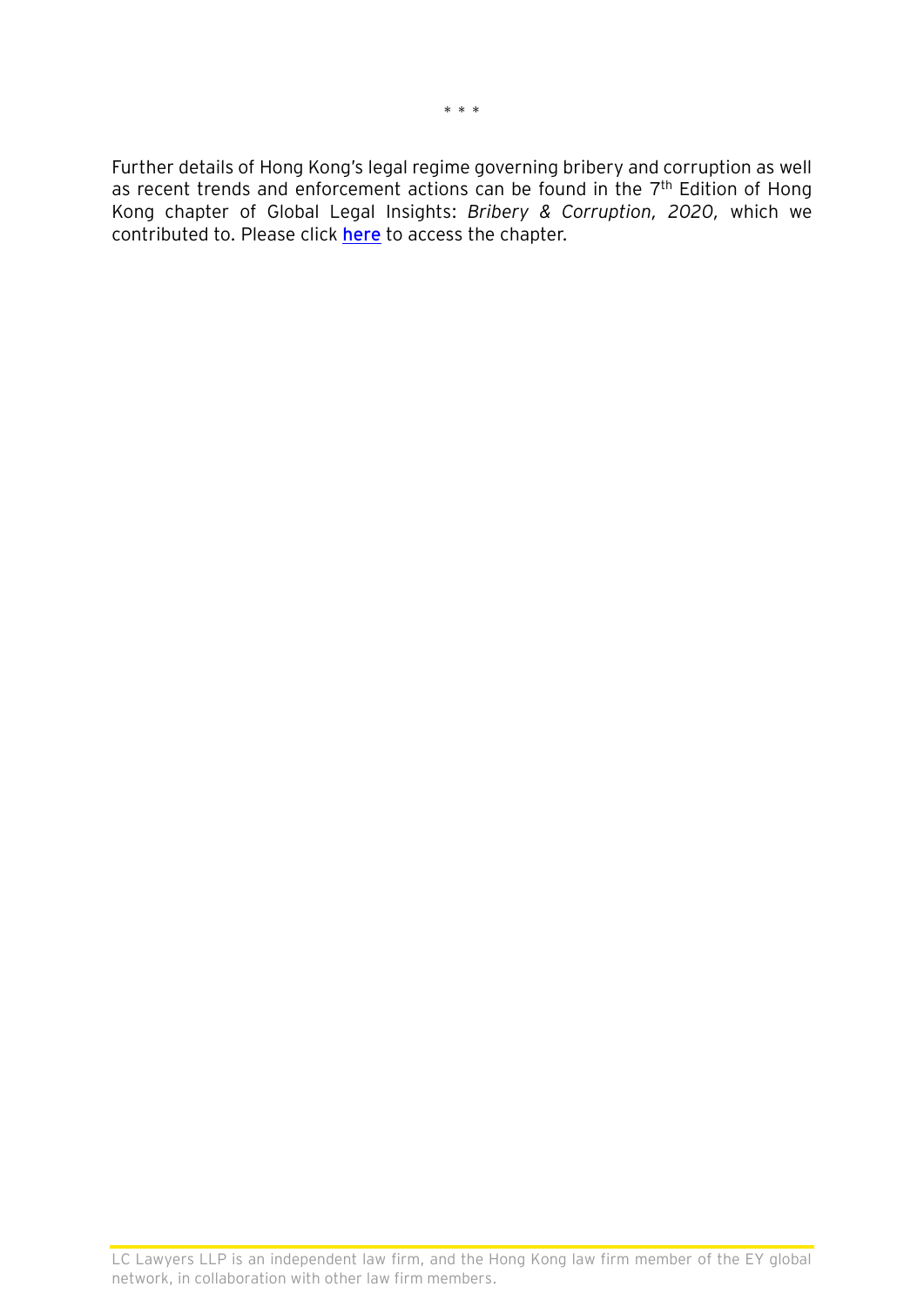\* \* \*

Further details of Hong Kong's legal regime governing bribery and corruption as well as recent trends and enforcement actions can be found in the 7th Edition of Hong Kong chapter of Global Legal Insights: *Bribery & Corruption, 2020*, which we contributed to. Please click **here** to access the chapter.

LC Lawyers LLP is an independent law firm, and the Hong Kong law firm member of the EY global network, in collaboration with other law firm members.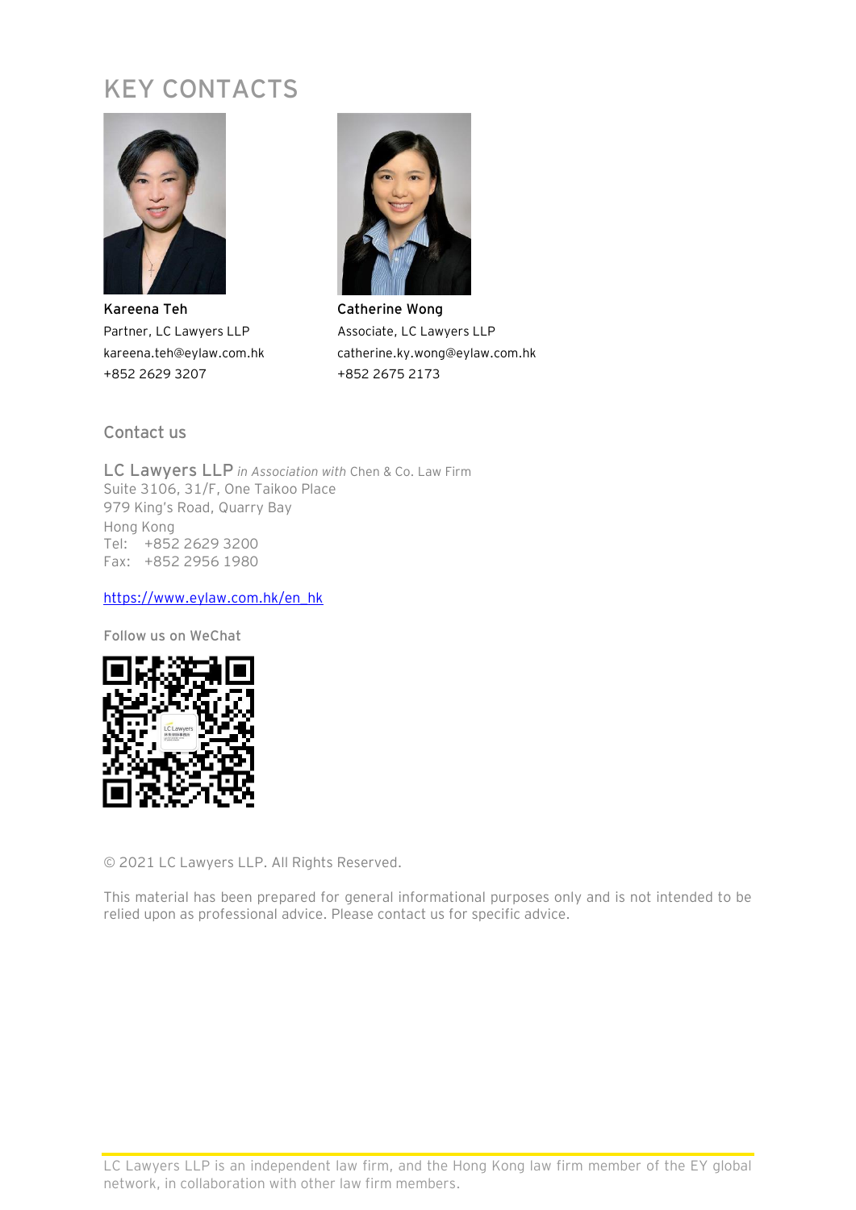# KEY CONTACTS

**Kareena Teh**
Partner, LC Lawyers LLP
kareena.teh@eylaw.com.hk
+852 2629 3207

**Catherine Wong**
Associate, LC Lawyers LLP
catherine.ky.wong@eylaw.com.hk
+852 2675 2173

## Contact us

LC Lawyers LLP *in Association with* Chen & Co. Law Firm
Suite 3106, 31/F, One Taikoo Place
979 King's Road, Quarry Bay
Hong Kong
Tel: +852 2629 3200
Fax: +852 2956 1980

https://www.eylaw.com.hk/en_hk

Follow us on WeChat

© 2021 LC Lawyers LLP. All Rights Reserved.

This material has been prepared for general informational purposes only and is not intended to be relied upon as professional advice. Please contact us for specific advice.

LC Lawyers LLP is an independent law firm, and the Hong Kong law firm member of the EY global network, in collaboration with other law firm members.